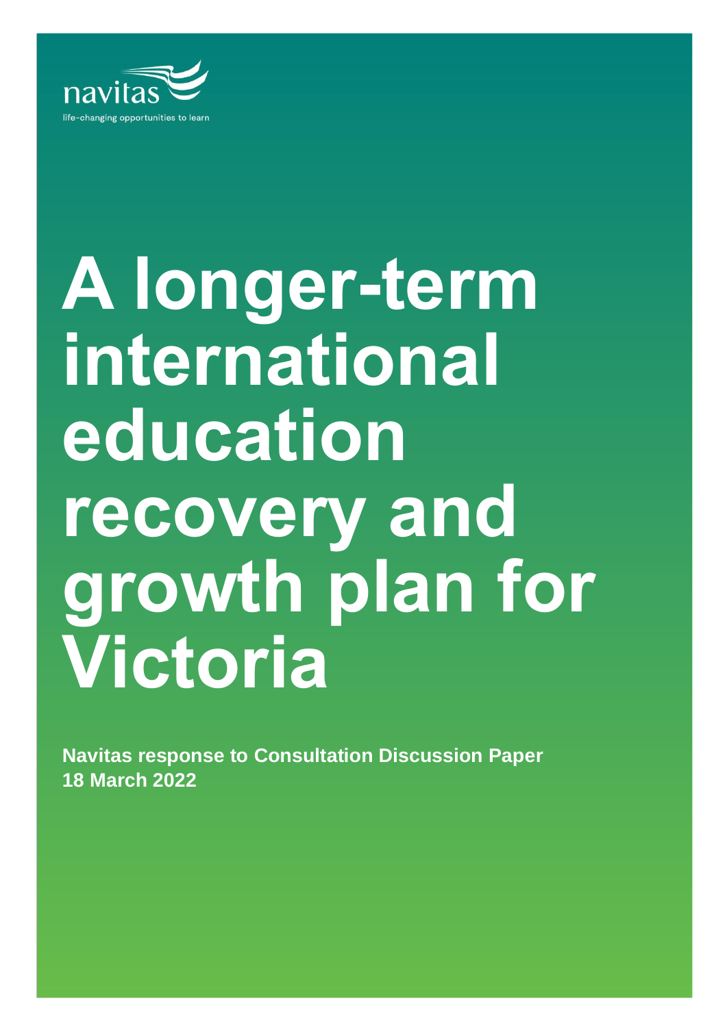navitas

life-changing opportunities to learn

# A longer-term international education recovery and growth plan for Victoria

**Navitas response to Consultation Discussion Paper**
**18 March 2022**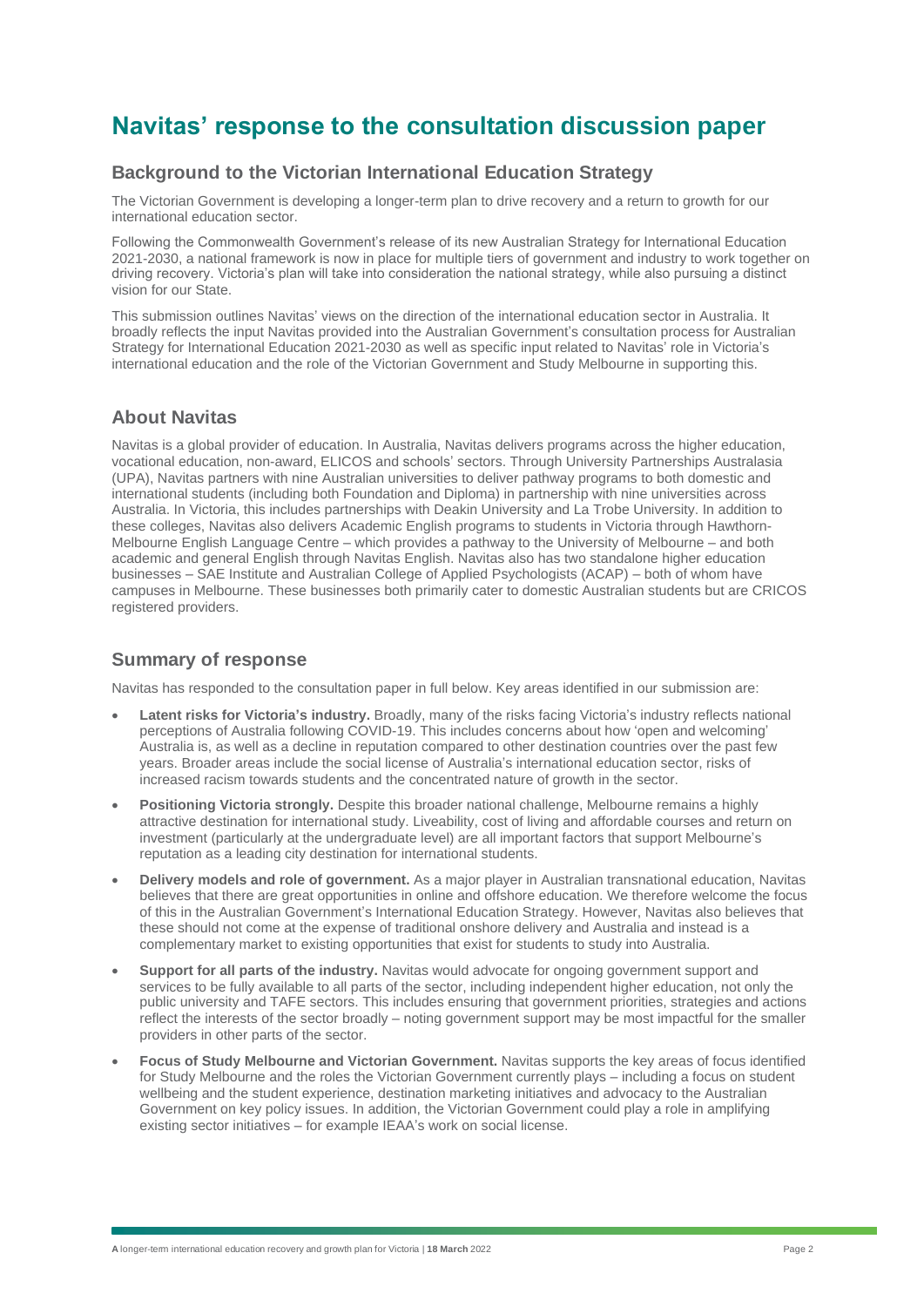# Navitas' response to the consultation discussion paper

## Background to the Victorian International Education Strategy

The Victorian Government is developing a longer-term plan to drive recovery and a return to growth for our international education sector.

Following the Commonwealth Government's release of its new Australian Strategy for International Education 2021-2030, a national framework is now in place for multiple tiers of government and industry to work together on driving recovery. Victoria's plan will take into consideration the national strategy, while also pursuing a distinct vision for our State.

This submission outlines Navitas' views on the direction of the international education sector in Australia. It broadly reflects the input Navitas provided into the Australian Government's consultation process for Australian Strategy for International Education 2021-2030 as well as specific input related to Navitas' role in Victoria's international education and the role of the Victorian Government and Study Melbourne in supporting this.

## About Navitas

Navitas is a global provider of education. In Australia, Navitas delivers programs across the higher education, vocational education, non-award, ELICOS and schools' sectors. Through University Partnerships Australasia (UPA), Navitas partners with nine Australian universities to deliver pathway programs to both domestic and international students (including both Foundation and Diploma) in partnership with nine universities across Australia. In Victoria, this includes partnerships with Deakin University and La Trobe University. In addition to these colleges, Navitas also delivers Academic English programs to students in Victoria through Hawthorn-Melbourne English Language Centre – which provides a pathway to the University of Melbourne – and both academic and general English through Navitas English. Navitas also has two standalone higher education businesses – SAE Institute and Australian College of Applied Psychologists (ACAP) – both of whom have campuses in Melbourne. These businesses both primarily cater to domestic Australian students but are CRICOS registered providers.

## Summary of response

Navitas has responded to the consultation paper in full below. Key areas identified in our submission are:

- **Latent risks for Victoria's industry.** Broadly, many of the risks facing Victoria's industry reflects national perceptions of Australia following COVID-19. This includes concerns about how 'open and welcoming' Australia is, as well as a decline in reputation compared to other destination countries over the past few years. Broader areas include the social license of Australia's international education sector, risks of increased racism towards students and the concentrated nature of growth in the sector.
- **Positioning Victoria strongly.** Despite this broader national challenge, Melbourne remains a highly attractive destination for international study. Liveability, cost of living and affordable courses and return on investment (particularly at the undergraduate level) are all important factors that support Melbourne's reputation as a leading city destination for international students.
- **Delivery models and role of government.** As a major player in Australian transnational education, Navitas believes that there are great opportunities in online and offshore education. We therefore welcome the focus of this in the Australian Government's International Education Strategy. However, Navitas also believes that these should not come at the expense of traditional onshore delivery and Australia and instead is a complementary market to existing opportunities that exist for students to study into Australia.
- **Support for all parts of the industry.** Navitas would advocate for ongoing government support and services to be fully available to all parts of the sector, including independent higher education, not only the public university and TAFE sectors. This includes ensuring that government priorities, strategies and actions reflect the interests of the sector broadly – noting government support may be most impactful for the smaller providers in other parts of the sector.
- **Focus of Study Melbourne and Victorian Government.** Navitas supports the key areas of focus identified for Study Melbourne and the roles the Victorian Government currently plays – including a focus on student wellbeing and the student experience, destination marketing initiatives and advocacy to the Australian Government on key policy issues. In addition, the Victorian Government could play a role in amplifying existing sector initiatives – for example IEAA's work on social license.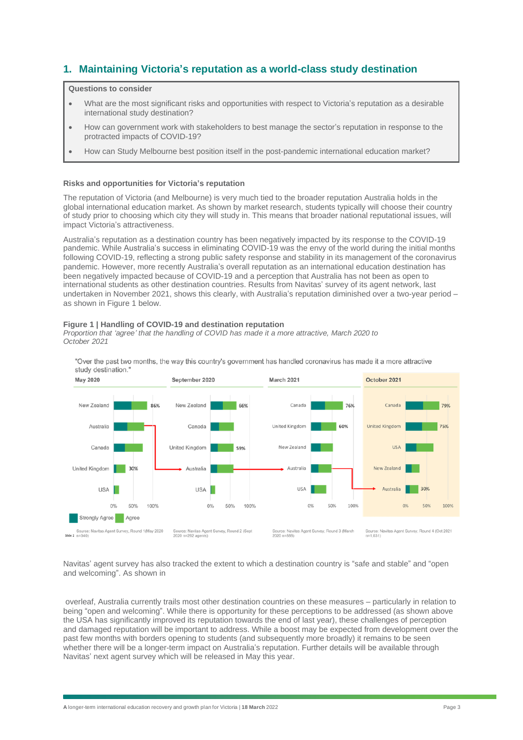## 1. Maintaining Victoria's reputation as a world-class study destination

**Questions to consider**

- What are the most significant risks and opportunities with respect to Victoria's reputation as a desirable international study destination?
- How can government work with stakeholders to best manage the sector's reputation in response to the protracted impacts of COVID-19?
- How can Study Melbourne best position itself in the post-pandemic international education market?

**Risks and opportunities for Victoria's reputation**

The reputation of Victoria (and Melbourne) is very much tied to the broader reputation Australia holds in the global international education market. As shown by market research, students typically will choose their country of study prior to choosing which city they will study in. This means that broader national reputational issues, will impact Victoria's attractiveness.

Australia's reputation as a destination country has been negatively impacted by its response to the COVID-19 pandemic. While Australia's success in eliminating COVID-19 was the envy of the world during the initial months following COVID-19, reflecting a strong public safety response and stability in its management of the coronavirus pandemic. However, more recently Australia's overall reputation as an international education destination has been negatively impacted because of COVID-19 and a perception that Australia has not been as open to international students as other destination countries. Results from Navitas' survey of its agent network, last undertaken in November 2021, shows this clearly, with Australia's reputation diminished over a two-year period – as shown in Figure 1 below.

**Figure 1 | Handling of COVID-19 and destination reputation**

*Proportion that 'agree' that the handling of COVID has made it a more attractive, March 2020 to October 2021*

"Over the past two months, the way this country's government has handled coronavirus has made it a more attractive study destination."

| May 2020 | September 2020 | March 2021 | October 2021 |
|---|---|---|---|
| New Zealand 86% | New Zealand 66% | Canada 76% | Canada 79% |
| Australia | Canada | United Kingdom 60% | United Kingdom 75% |
| Canada | United Kingdom 59% | New Zealand | USA |
| United Kingdom 30% | Australia | Australia | New Zealand |
| USA | USA | USA | Australia 30% |

Strongly Agree / Agree

Source: Navitas Agent Survey, Round 1 (May 2020 n=340); Source: Navitas Agent Survey, Round 2 (Sept 2020 n=292 agents); Source: Navitas Agent Survey, Round 3 (March 2020 n=888); Source: Navitas Agent Survey, Round 4 (Oct 2021 n=1,031)

Navitas' agent survey has also tracked the extent to which a destination country is "safe and stable" and "open and welcoming". As shown in

overleaf, Australia currently trails most other destination countries on these measures – particularly in relation to being "open and welcoming". While there is opportunity for these perceptions to be addressed (as shown above the USA has significantly improved its reputation towards the end of last year), these challenges of perception and damaged reputation will be important to address. While a boost may be expected from development over the past few months with borders opening to students (and subsequently more broadly) it remains to be seen whether there will be a longer-term impact on Australia's reputation. Further details will be available through Navitas' next agent survey which will be released in May this year.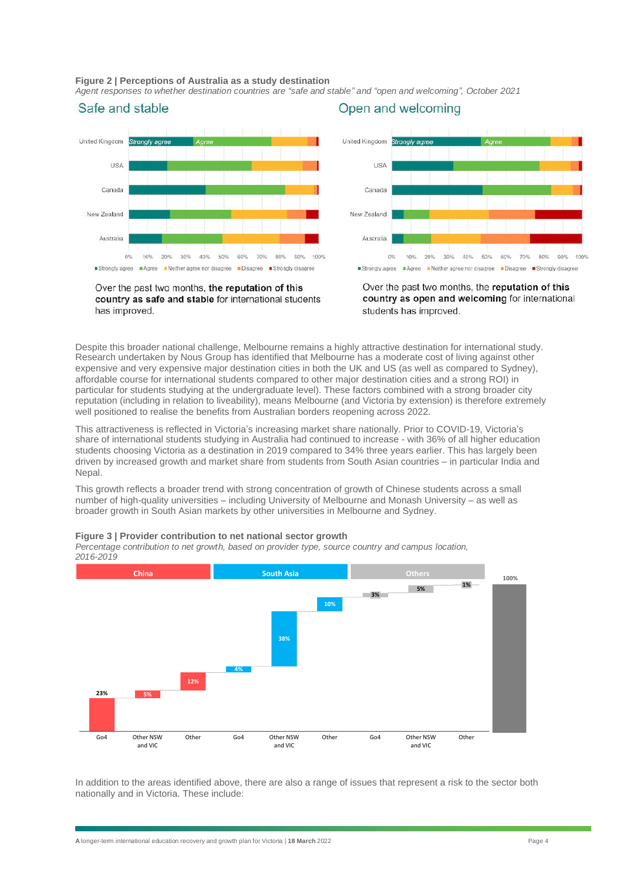**Figure 2 | Perceptions of Australia as a study destination**

*Agent responses to whether destination countries are "safe and stable" and "open and welcoming", October 2021*

Safe and stable

Over the past two months, **the reputation of this country as safe and stable** for international students has improved.

Open and welcoming

Over the past two months, the **reputation of this country as open and welcoming** for international students has improved.

Despite this broader national challenge, Melbourne remains a highly attractive destination for international study. Research undertaken by Nous Group has identified that Melbourne has a moderate cost of living against other expensive and very expensive major destination cities in both the UK and US (as well as compared to Sydney), affordable course for international students compared to other major destination cities and a strong ROI) in particular for students studying at the undergraduate level). These factors combined with a strong broader city reputation (including in relation to liveability), means Melbourne (and Victoria by extension) is therefore extremely well positioned to realise the benefits from Australian borders reopening across 2022.

This attractiveness is reflected in Victoria's increasing market share nationally. Prior to COVID-19, Victoria's share of international students studying in Australia had continued to increase - with 36% of all higher education students choosing Victoria as a destination in 2019 compared to 34% three years earlier. This has largely been driven by increased growth and market share from students from South Asian countries – in particular India and Nepal.

This growth reflects a broader trend with strong concentration of growth of Chinese students across a small number of high-quality universities – including University of Melbourne and Monash University – as well as broader growth in South Asian markets by other universities in Melbourne and Sydney.

**Figure 3 | Provider contribution to net national sector growth**

*Percentage contribution to net growth, based on provider type, source country and campus location, 2016-2019*

| Group | Provider type | Contribution |
|---|---|---|
| China | Go4 | 23% |
| China | Other NSW and VIC | 5% |
| China | Other | 12% |
| South Asia | Go4 | 4% |
| South Asia | Other NSW and VIC | 38% |
| South Asia | Other | 10% |
| Others | Go4 | 3% |
| Others | Other NSW and VIC | 5% |
| Others | Other | 1% |
| Total | | 100% |

In addition to the areas identified above, there are also a range of issues that represent a risk to the sector both nationally and in Victoria. These include: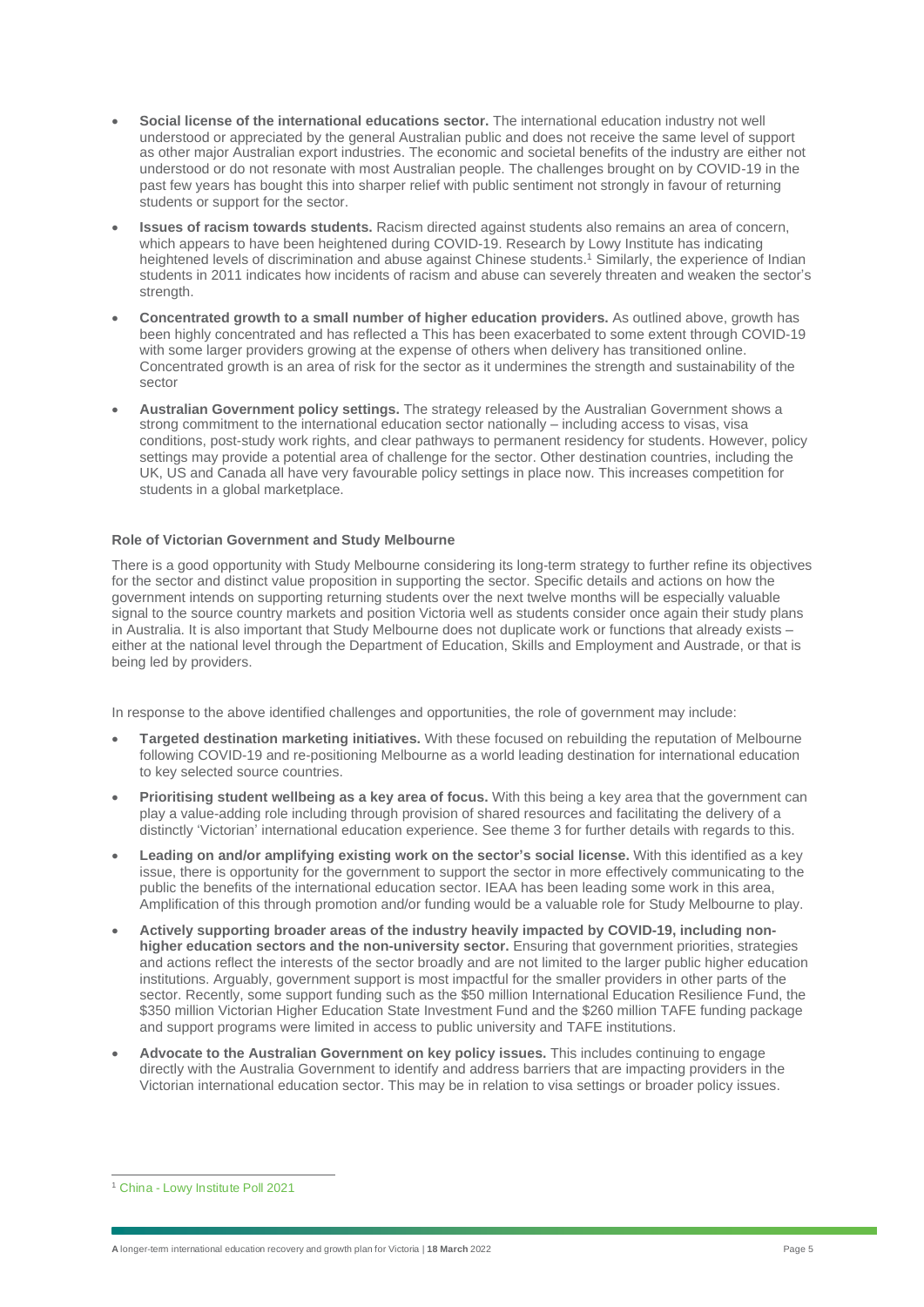- **Social license of the international educations sector.** The international education industry not well understood or appreciated by the general Australian public and does not receive the same level of support as other major Australian export industries. The economic and societal benefits of the industry are either not understood or do not resonate with most Australian people. The challenges brought on by COVID-19 in the past few years has bought this into sharper relief with public sentiment not strongly in favour of returning students or support for the sector.
- **Issues of racism towards students.** Racism directed against students also remains an area of concern, which appears to have been heightened during COVID-19. Research by Lowy Institute has indicating heightened levels of discrimination and abuse against Chinese students.[1] Similarly, the experience of Indian students in 2011 indicates how incidents of racism and abuse can severely threaten and weaken the sector's strength.
- **Concentrated growth to a small number of higher education providers.** As outlined above, growth has been highly concentrated and has reflected a This has been exacerbated to some extent through COVID-19 with some larger providers growing at the expense of others when delivery has transitioned online. Concentrated growth is an area of risk for the sector as it undermines the strength and sustainability of the sector
- **Australian Government policy settings.** The strategy released by the Australian Government shows a strong commitment to the international education sector nationally – including access to visas, visa conditions, post-study work rights, and clear pathways to permanent residency for students. However, policy settings may provide a potential area of challenge for the sector. Other destination countries, including the UK, US and Canada all have very favourable policy settings in place now. This increases competition for students in a global marketplace.

**Role of Victorian Government and Study Melbourne**

There is a good opportunity with Study Melbourne considering its long-term strategy to further refine its objectives for the sector and distinct value proposition in supporting the sector. Specific details and actions on how the government intends on supporting returning students over the next twelve months will be especially valuable signal to the source country markets and position Victoria well as students consider once again their study plans in Australia. It is also important that Study Melbourne does not duplicate work or functions that already exists – either at the national level through the Department of Education, Skills and Employment and Austrade, or that is being led by providers.

In response to the above identified challenges and opportunities, the role of government may include:

- **Targeted destination marketing initiatives.** With these focused on rebuilding the reputation of Melbourne following COVID-19 and re-positioning Melbourne as a world leading destination for international education to key selected source countries.
- **Prioritising student wellbeing as a key area of focus.** With this being a key area that the government can play a value-adding role including through provision of shared resources and facilitating the delivery of a distinctly 'Victorian' international education experience. See theme 3 for further details with regards to this.
- **Leading on and/or amplifying existing work on the sector's social license.** With this identified as a key issue, there is opportunity for the government to support the sector in more effectively communicating to the public the benefits of the international education sector. IEAA has been leading some work in this area, Amplification of this through promotion and/or funding would be a valuable role for Study Melbourne to play.
- **Actively supporting broader areas of the industry heavily impacted by COVID-19, including non-higher education sectors and the non-university sector.** Ensuring that government priorities, strategies and actions reflect the interests of the sector broadly and are not limited to the larger public higher education institutions. Arguably, government support is most impactful for the smaller providers in other parts of the sector. Recently, some support funding such as the $50 million International Education Resilience Fund, the $350 million Victorian Higher Education State Investment Fund and the $260 million TAFE funding package and support programs were limited in access to public university and TAFE institutions.
- **Advocate to the Australian Government on key policy issues.** This includes continuing to engage directly with the Australia Government to identify and address barriers that are impacting providers in the Victorian international education sector. This may be in relation to visa settings or broader policy issues.

[1] China - Lowy Institute Poll 2021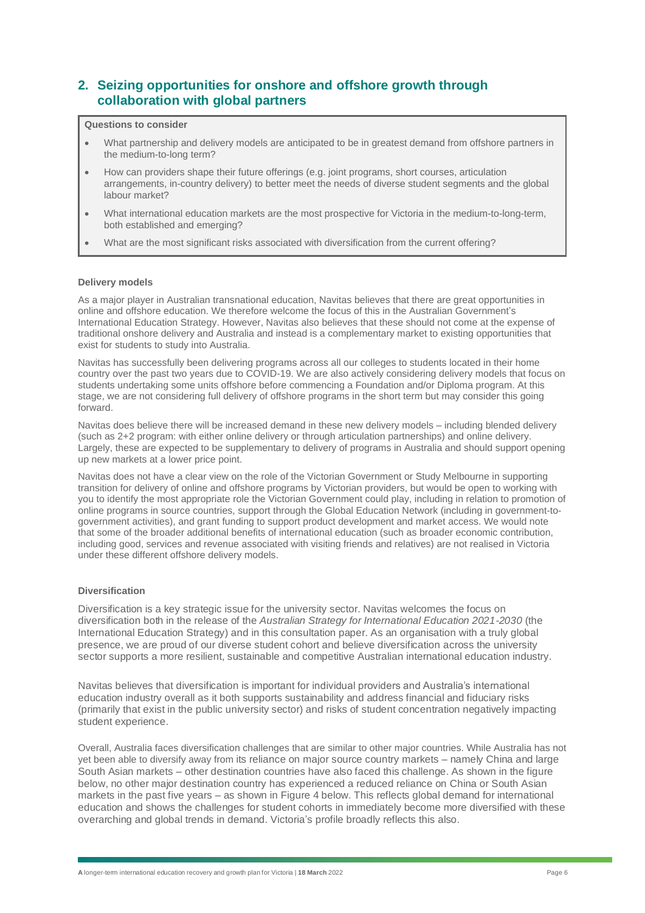## 2. Seizing opportunities for onshore and offshore growth through collaboration with global partners

**Questions to consider**

- What partnership and delivery models are anticipated to be in greatest demand from offshore partners in the medium-to-long term?
- How can providers shape their future offerings (e.g. joint programs, short courses, articulation arrangements, in-country delivery) to better meet the needs of diverse student segments and the global labour market?
- What international education markets are the most prospective for Victoria in the medium-to-long-term, both established and emerging?
- What are the most significant risks associated with diversification from the current offering?

### Delivery models

As a major player in Australian transnational education, Navitas believes that there are great opportunities in online and offshore education. We therefore welcome the focus of this in the Australian Government's International Education Strategy. However, Navitas also believes that these should not come at the expense of traditional onshore delivery and Australia and instead is a complementary market to existing opportunities that exist for students to study into Australia.

Navitas has successfully been delivering programs across all our colleges to students located in their home country over the past two years due to COVID-19. We are also actively considering delivery models that focus on students undertaking some units offshore before commencing a Foundation and/or Diploma program. At this stage, we are not considering full delivery of offshore programs in the short term but may consider this going forward.

Navitas does believe there will be increased demand in these new delivery models – including blended delivery (such as 2+2 program: with either online delivery or through articulation partnerships) and online delivery. Largely, these are expected to be supplementary to delivery of programs in Australia and should support opening up new markets at a lower price point.

Navitas does not have a clear view on the role of the Victorian Government or Study Melbourne in supporting transition for delivery of online and offshore programs by Victorian providers, but would be open to working with you to identify the most appropriate role the Victorian Government could play, including in relation to promotion of online programs in source countries, support through the Global Education Network (including in government-to-government activities), and grant funding to support product development and market access. We would note that some of the broader additional benefits of international education (such as broader economic contribution, including good, services and revenue associated with visiting friends and relatives) are not realised in Victoria under these different offshore delivery models.

### Diversification

Diversification is a key strategic issue for the university sector. Navitas welcomes the focus on diversification both in the release of the *Australian Strategy for International Education 2021-2030* (the International Education Strategy) and in this consultation paper. As an organisation with a truly global presence, we are proud of our diverse student cohort and believe diversification across the university sector supports a more resilient, sustainable and competitive Australian international education industry.

Navitas believes that diversification is important for individual providers and Australia's international education industry overall as it both supports sustainability and address financial and fiduciary risks (primarily that exist in the public university sector) and risks of student concentration negatively impacting student experience.

Overall, Australia faces diversification challenges that are similar to other major countries. While Australia has not yet been able to diversify away from its reliance on major source country markets – namely China and large South Asian markets – other destination countries have also faced this challenge. As shown in the figure below, no other major destination country has experienced a reduced reliance on China or South Asian markets in the past five years – as shown in Figure 4 below. This reflects global demand for international education and shows the challenges for student cohorts in immediately become more diversified with these overarching and global trends in demand. Victoria's profile broadly reflects this also.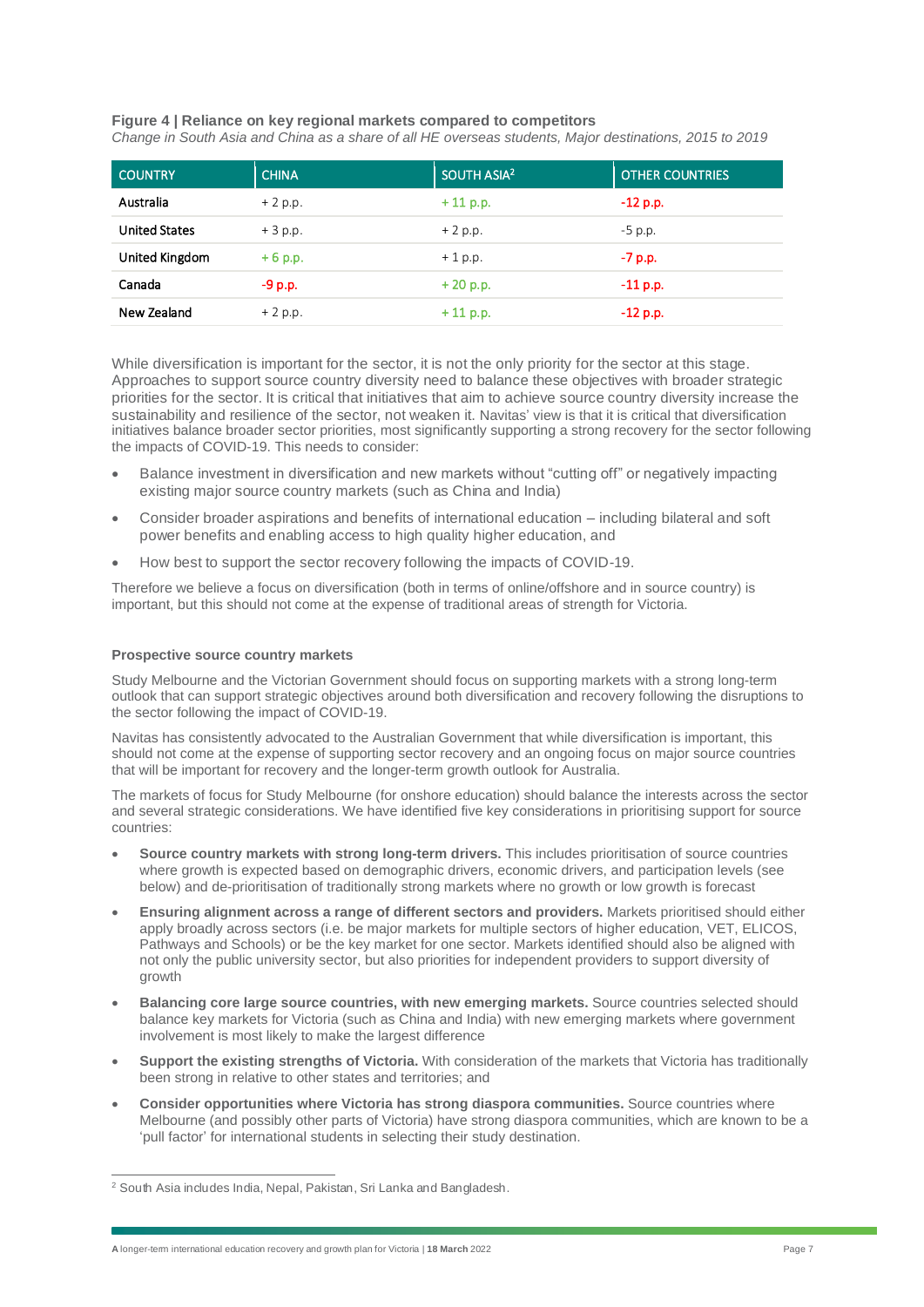**Figure 4 | Reliance on key regional markets compared to competitors**

*Change in South Asia and China as a share of all HE overseas students, Major destinations, 2015 to 2019*

| COUNTRY | CHINA | SOUTH ASIA[2] | OTHER COUNTRIES |
|---|---|---|---|
| Australia | + 2 p.p. | + 11 p.p. | -12 p.p. |
| United States | + 3 p.p. | + 2 p.p. | -5 p.p. |
| United Kingdom | + 6 p.p. | + 1 p.p. | -7 p.p. |
| Canada | -9 p.p. | + 20 p.p. | -11 p.p. |
| New Zealand | + 2 p.p. | + 11 p.p. | -12 p.p. |

While diversification is important for the sector, it is not the only priority for the sector at this stage. Approaches to support source country diversity need to balance these objectives with broader strategic priorities for the sector. It is critical that initiatives that aim to achieve source country diversity increase the sustainability and resilience of the sector, not weaken it. Navitas' view is that it is critical that diversification initiatives balance broader sector priorities, most significantly supporting a strong recovery for the sector following the impacts of COVID-19. This needs to consider:

- Balance investment in diversification and new markets without "cutting off" or negatively impacting existing major source country markets (such as China and India)
- Consider broader aspirations and benefits of international education – including bilateral and soft power benefits and enabling access to high quality higher education, and
- How best to support the sector recovery following the impacts of COVID-19.

Therefore we believe a focus on diversification (both in terms of online/offshore and in source country) is important, but this should not come at the expense of traditional areas of strength for Victoria.

**Prospective source country markets**

Study Melbourne and the Victorian Government should focus on supporting markets with a strong long-term outlook that can support strategic objectives around both diversification and recovery following the disruptions to the sector following the impact of COVID-19.

Navitas has consistently advocated to the Australian Government that while diversification is important, this should not come at the expense of supporting sector recovery and an ongoing focus on major source countries that will be important for recovery and the longer-term growth outlook for Australia.

The markets of focus for Study Melbourne (for onshore education) should balance the interests across the sector and several strategic considerations. We have identified five key considerations in prioritising support for source countries:

- **Source country markets with strong long-term drivers.** This includes prioritisation of source countries where growth is expected based on demographic drivers, economic drivers, and participation levels (see below) and de-prioritisation of traditionally strong markets where no growth or low growth is forecast
- **Ensuring alignment across a range of different sectors and providers.** Markets prioritised should either apply broadly across sectors (i.e. be major markets for multiple sectors of higher education, VET, ELICOS, Pathways and Schools) or be the key market for one sector. Markets identified should also be aligned with not only the public university sector, but also priorities for independent providers to support diversity of growth
- **Balancing core large source countries, with new emerging markets.** Source countries selected should balance key markets for Victoria (such as China and India) with new emerging markets where government involvement is most likely to make the largest difference
- **Support the existing strengths of Victoria.** With consideration of the markets that Victoria has traditionally been strong in relative to other states and territories; and
- **Consider opportunities where Victoria has strong diaspora communities.** Source countries where Melbourne (and possibly other parts of Victoria) have strong diaspora communities, which are known to be a 'pull factor' for international students in selecting their study destination.

[2] South Asia includes India, Nepal, Pakistan, Sri Lanka and Bangladesh.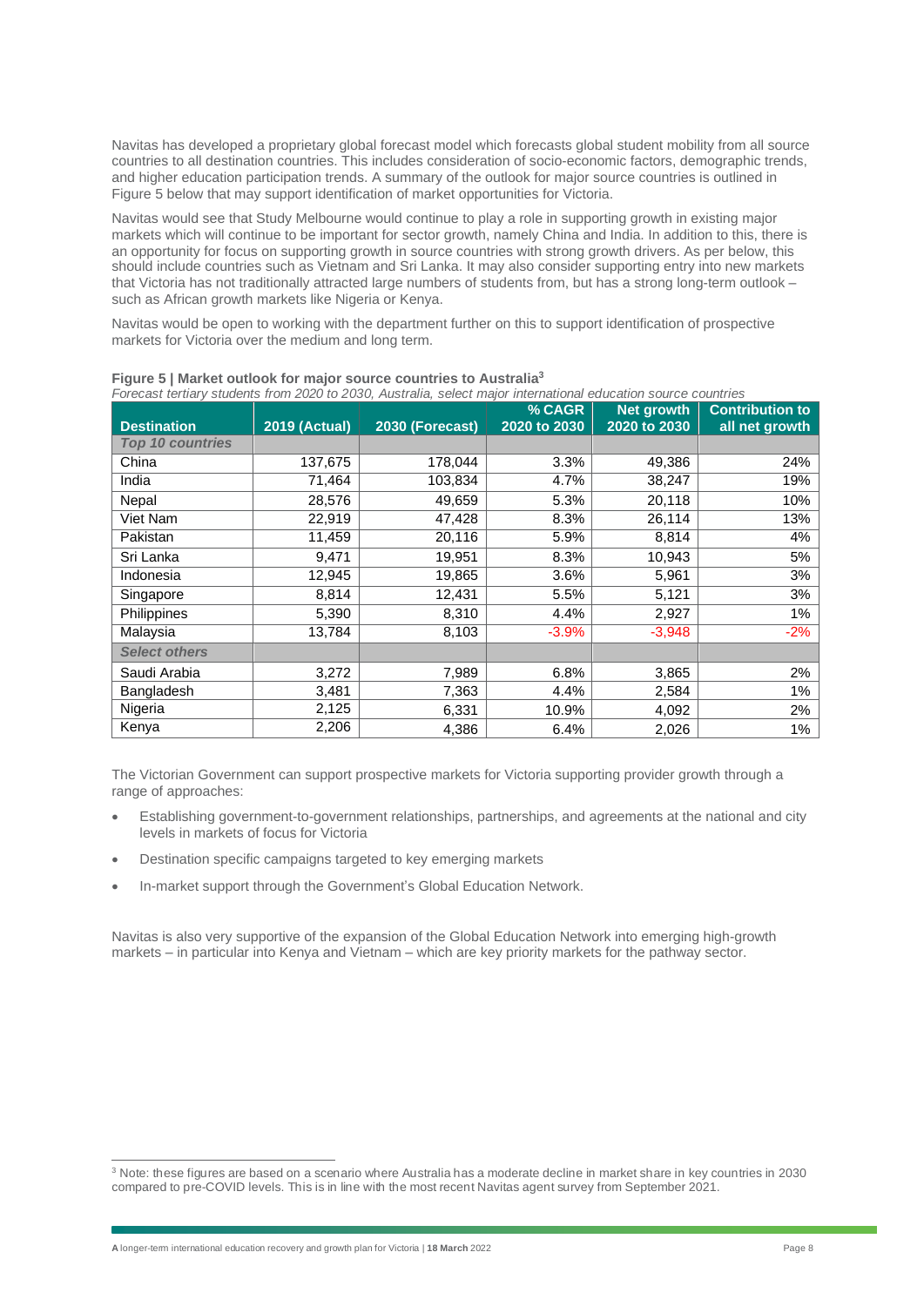Navitas has developed a proprietary global forecast model which forecasts global student mobility from all source countries to all destination countries. This includes consideration of socio-economic factors, demographic trends, and higher education participation trends. A summary of the outlook for major source countries is outlined in Figure 5 below that may support identification of market opportunities for Victoria.

Navitas would see that Study Melbourne would continue to play a role in supporting growth in existing major markets which will continue to be important for sector growth, namely China and India. In addition to this, there is an opportunity for focus on supporting growth in source countries with strong growth drivers. As per below, this should include countries such as Vietnam and Sri Lanka. It may also consider supporting entry into new markets that Victoria has not traditionally attracted large numbers of students from, but has a strong long-term outlook – such as African growth markets like Nigeria or Kenya.

Navitas would be open to working with the department further on this to support identification of prospective markets for Victoria over the medium and long term.

**Figure 5 | Market outlook for major source countries to Australia**[3]

*Forecast tertiary students from 2020 to 2030, Australia, select major international education source countries*

| Destination | 2019 (Actual) | 2030 (Forecast) | % CAGR 2020 to 2030 | Net growth 2020 to 2030 | Contribution to all net growth |
|---|---|---|---|---|---|
| ***Top 10 countries*** | | | | | |
| China | 137,675 | 178,044 | 3.3% | 49,386 | 24% |
| India | 71,464 | 103,834 | 4.7% | 38,247 | 19% |
| Nepal | 28,576 | 49,659 | 5.3% | 20,118 | 10% |
| Viet Nam | 22,919 | 47,428 | 8.3% | 26,114 | 13% |
| Pakistan | 11,459 | 20,116 | 5.9% | 8,814 | 4% |
| Sri Lanka | 9,471 | 19,951 | 8.3% | 10,943 | 5% |
| Indonesia | 12,945 | 19,865 | 3.6% | 5,961 | 3% |
| Singapore | 8,814 | 12,431 | 5.5% | 5,121 | 3% |
| Philippines | 5,390 | 8,310 | 4.4% | 2,927 | 1% |
| Malaysia | 13,784 | 8,103 | -3.9% | -3,948 | -2% |
| ***Select others*** | | | | | |
| Saudi Arabia | 3,272 | 7,989 | 6.8% | 3,865 | 2% |
| Bangladesh | 3,481 | 7,363 | 4.4% | 2,584 | 1% |
| Nigeria | 2,125 | 6,331 | 10.9% | 4,092 | 2% |
| Kenya | 2,206 | 4,386 | 6.4% | 2,026 | 1% |

The Victorian Government can support prospective markets for Victoria supporting provider growth through a range of approaches:

- Establishing government-to-government relationships, partnerships, and agreements at the national and city levels in markets of focus for Victoria
- Destination specific campaigns targeted to key emerging markets
- In-market support through the Government's Global Education Network.

Navitas is also very supportive of the expansion of the Global Education Network into emerging high-growth markets – in particular into Kenya and Vietnam – which are key priority markets for the pathway sector.

[3] Note: these figures are based on a scenario where Australia has a moderate decline in market share in key countries in 2030 compared to pre-COVID levels. This is in line with the most recent Navitas agent survey from September 2021.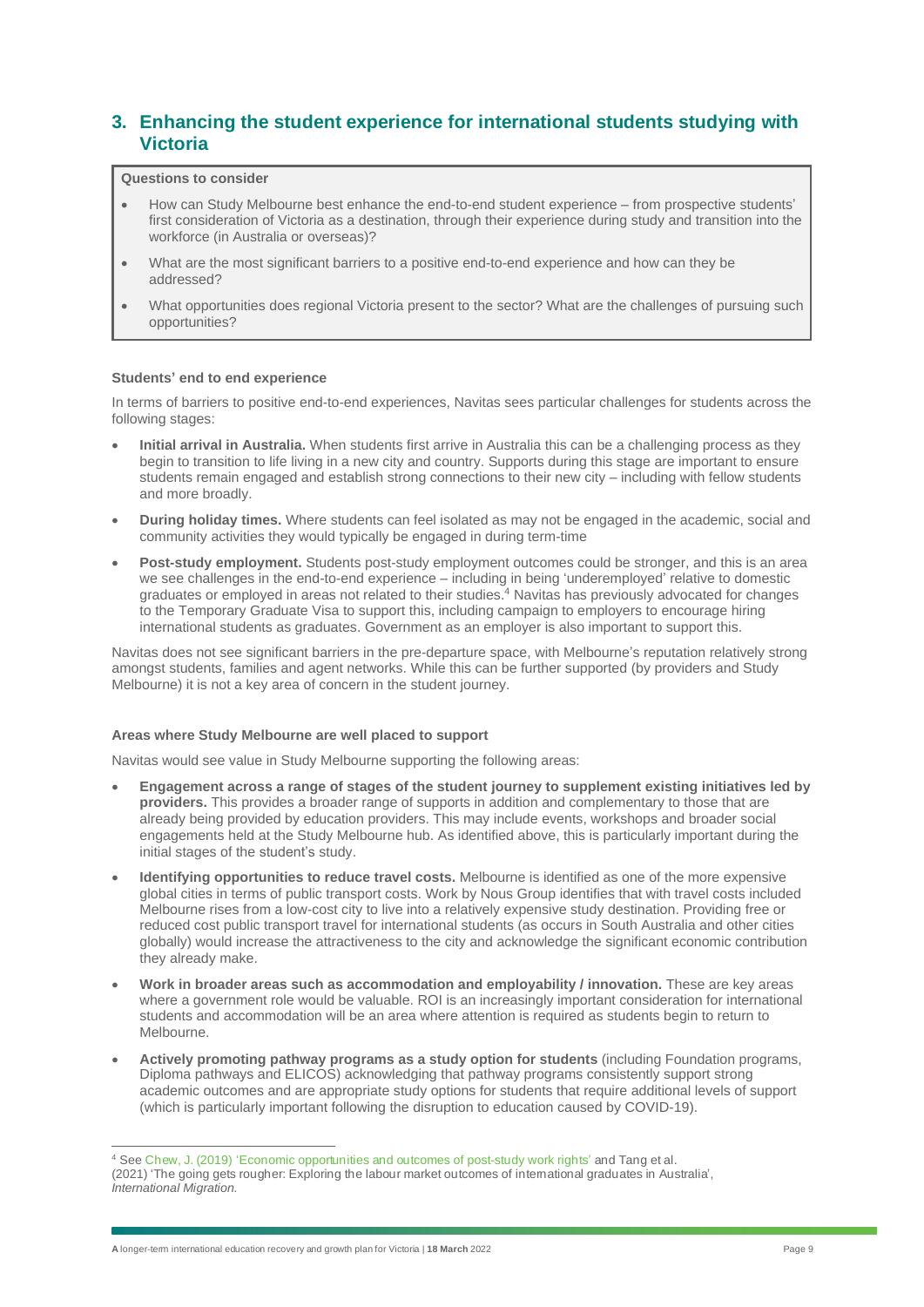## 3. Enhancing the student experience for international students studying with Victoria

> **Questions to consider**
>
> - How can Study Melbourne best enhance the end-to-end student experience – from prospective students' first consideration of Victoria as a destination, through their experience during study and transition into the workforce (in Australia or overseas)?
> - What are the most significant barriers to a positive end-to-end experience and how can they be addressed?
> - What opportunities does regional Victoria present to the sector? What are the challenges of pursuing such opportunities?

**Students' end to end experience**

In terms of barriers to positive end-to-end experiences, Navitas sees particular challenges for students across the following stages:

- **Initial arrival in Australia.** When students first arrive in Australia this can be a challenging process as they begin to transition to life living in a new city and country. Supports during this stage are important to ensure students remain engaged and establish strong connections to their new city – including with fellow students and more broadly.
- **During holiday times.** Where students can feel isolated as may not be engaged in the academic, social and community activities they would typically be engaged in during term-time
- **Post-study employment.** Students post-study employment outcomes could be stronger, and this is an area we see challenges in the end-to-end experience – including in being 'underemployed' relative to domestic graduates or employed in areas not related to their studies.[4] Navitas has previously advocated for changes to the Temporary Graduate Visa to support this, including campaign to employers to encourage hiring international students as graduates. Government as an employer is also important to support this.

Navitas does not see significant barriers in the pre-departure space, with Melbourne's reputation relatively strong amongst students, families and agent networks. While this can be further supported (by providers and Study Melbourne) it is not a key area of concern in the student journey.

**Areas where Study Melbourne are well placed to support**

Navitas would see value in Study Melbourne supporting the following areas:

- **Engagement across a range of stages of the student journey to supplement existing initiatives led by providers.** This provides a broader range of supports in addition and complementary to those that are already being provided by education providers. This may include events, workshops and broader social engagements held at the Study Melbourne hub. As identified above, this is particularly important during the initial stages of the student's study.
- **Identifying opportunities to reduce travel costs.** Melbourne is identified as one of the more expensive global cities in terms of public transport costs. Work by Nous Group identifies that with travel costs included Melbourne rises from a low-cost city to live into a relatively expensive study destination. Providing free or reduced cost public transport travel for international students (as occurs in South Australia and other cities globally) would increase the attractiveness to the city and acknowledge the significant economic contribution they already make.
- **Work in broader areas such as accommodation and employability / innovation.** These are key areas where a government role would be valuable. ROI is an increasingly important consideration for international students and accommodation will be an area where attention is required as students begin to return to Melbourne.
- **Actively promoting pathway programs as a study option for students** (including Foundation programs, Diploma pathways and ELICOS) acknowledging that pathway programs consistently support strong academic outcomes and are appropriate study options for students that require additional levels of support (which is particularly important following the disruption to education caused by COVID-19).

---

[4] See Chew, J. (2019) 'Economic opportunities and outcomes of post-study work rights' and Tang et al. (2021) 'The going gets rougher: Exploring the labour market outcomes of international graduates in Australia', *International Migration.*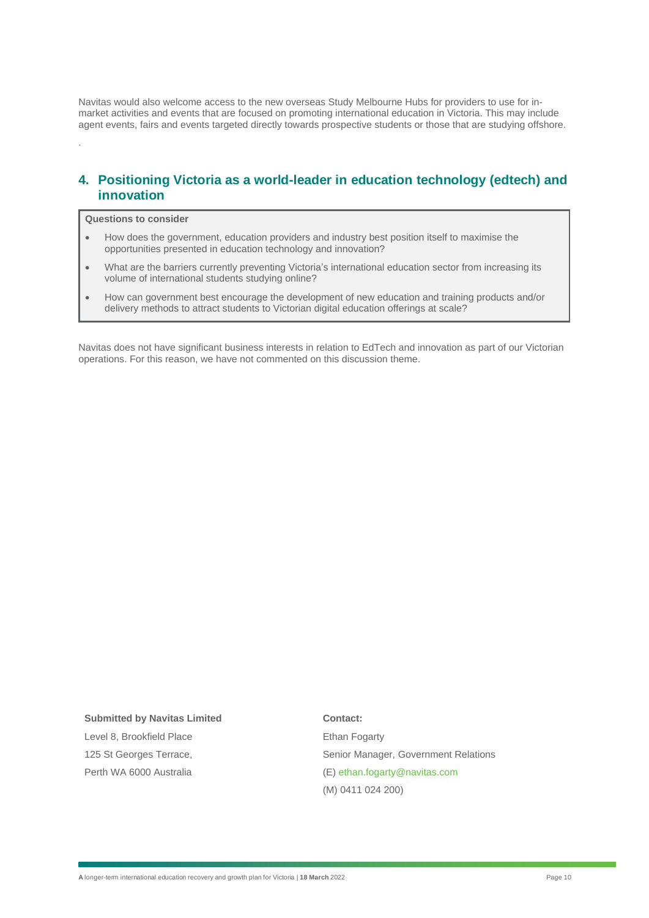Navitas would also welcome access to the new overseas Study Melbourne Hubs for providers to use for in-market activities and events that are focused on promoting international education in Victoria. This may include agent events, fairs and events targeted directly towards prospective students or those that are studying offshore.

.

## 4. Positioning Victoria as a world-leader in education technology (edtech) and innovation

**Questions to consider**

- How does the government, education providers and industry best position itself to maximise the opportunities presented in education technology and innovation?
- What are the barriers currently preventing Victoria's international education sector from increasing its volume of international students studying online?
- How can government best encourage the development of new education and training products and/or delivery methods to attract students to Victorian digital education offerings at scale?

Navitas does not have significant business interests in relation to EdTech and innovation as part of our Victorian operations. For this reason, we have not commented on this discussion theme.

**Submitted by Navitas Limited**

Level 8, Brookfield Place

125 St Georges Terrace,

Perth WA 6000 Australia

**Contact:**

Ethan Fogarty

Senior Manager, Government Relations

(E) ethan.fogarty@navitas.com

(M) 0411 024 200)